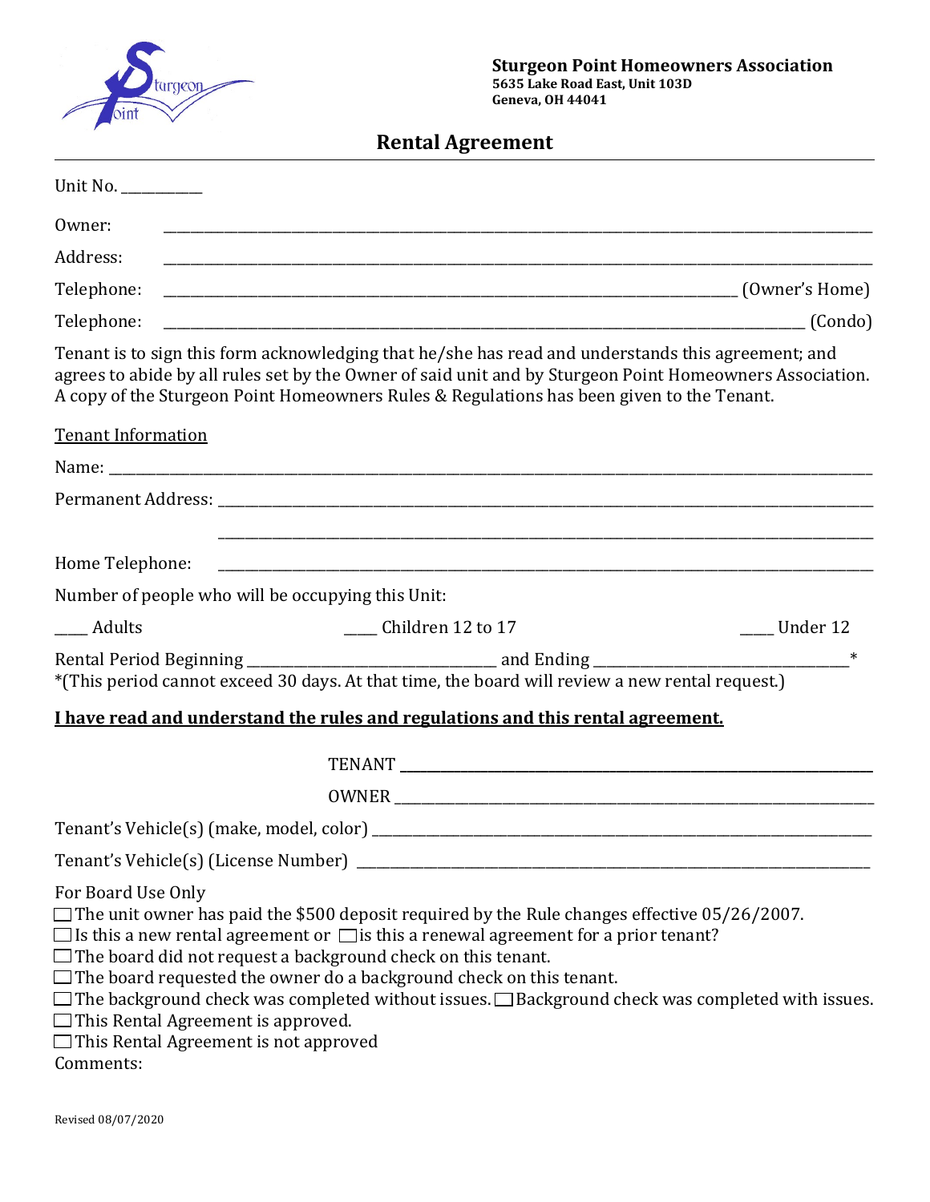**Sturgeon Point Homeowners Association**
**5635 Lake Road East, Unit 103D**
**Geneva, OH 44041**

# Rental Agreement

Unit No. ___________

Owner: ______________________________________________________________________________

Address: ______________________________________________________________________________

Telephone: _________________________________________________________________ (Owner's Home)

Telephone: _________________________________________________________________________ (Condo)

Tenant is to sign this form acknowledging that he/she has read and understands this agreement; and agrees to abide by all rules set by the Owner of said unit and by Sturgeon Point Homeowners Association. A copy of the Sturgeon Point Homeowners Rules & Regulations has been given to the Tenant.

<u>Tenant Information</u>

Name: ______________________________________________________________________________

Permanent Address: ______________________________________________________________________

______________________________________________________________________

Home Telephone: ______________________________________________________________________

Number of people who will be occupying this Unit:

____ Adults ____ Children 12 to 17 ____ Under 12

Rental Period Beginning _______________________________ and Ending _______________________________*
*(This period cannot exceed 30 days. At that time, the board will review a new rental request.)

**<u>I have read and understand the rules and regulations and this rental agreement.</u>**

TENANT ______________________________________________________________

OWNER ______________________________________________________________

Tenant's Vehicle(s) (make, model, color) _____________________________________________________

Tenant's Vehicle(s) (License Number) _______________________________________________________

For Board Use Only

☐ The unit owner has paid the $500 deposit required by the Rule changes effective 05/26/2007.
☐ Is this a new rental agreement or ☐ is this a renewal agreement for a prior tenant?
☐ The board did not request a background check on this tenant.
☐ The board requested the owner do a background check on this tenant.
☐ The background check was completed without issues. ☐ Background check was completed with issues.
☐ This Rental Agreement is approved.
☐ This Rental Agreement is not approved
Comments:

Revised 08/07/2020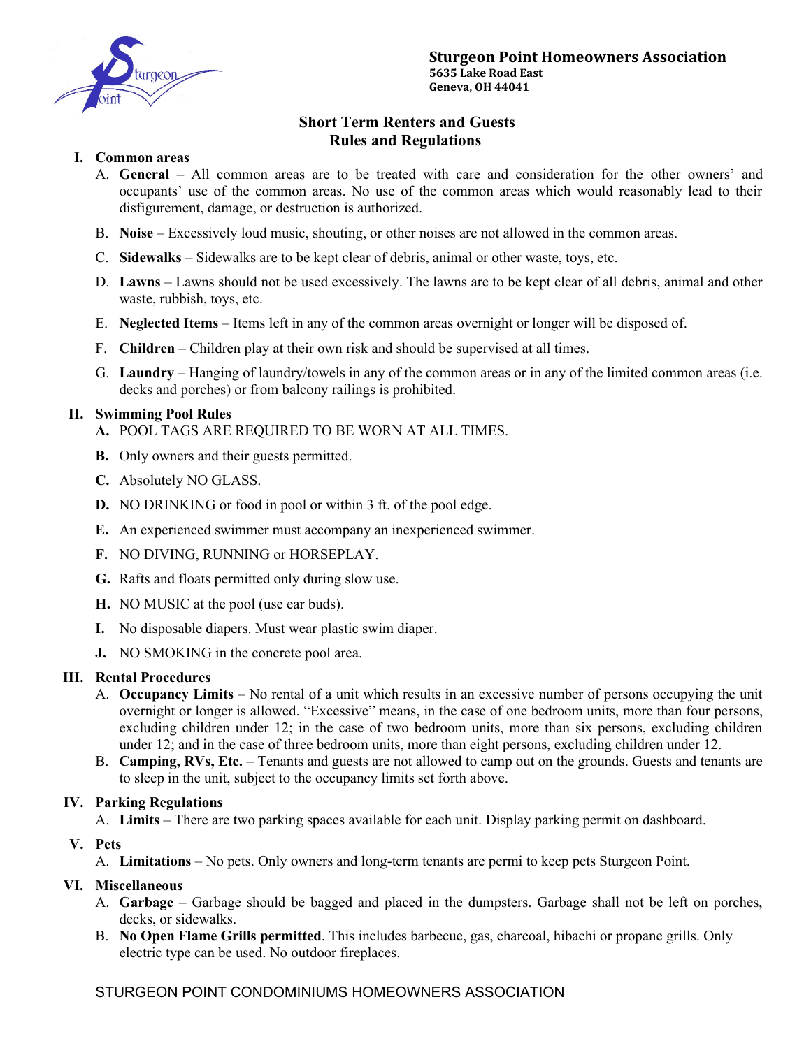**Sturgeon Point Homeowners Association**
**5635 Lake Road East**
**Geneva, OH 44041**

# Short Term Renters and Guests Rules and Regulations

## I. Common areas

A. **General** – All common areas are to be treated with care and consideration for the other owners' and occupants' use of the common areas. No use of the common areas which would reasonably lead to their disfigurement, damage, or destruction is authorized.

B. **Noise** – Excessively loud music, shouting, or other noises are not allowed in the common areas.

C. **Sidewalks** – Sidewalks are to be kept clear of debris, animal or other waste, toys, etc.

D. **Lawns** – Lawns should not be used excessively. The lawns are to be kept clear of all debris, animal and other waste, rubbish, toys, etc.

E. **Neglected Items** – Items left in any of the common areas overnight or longer will be disposed of.

F. **Children** – Children play at their own risk and should be supervised at all times.

G. **Laundry** – Hanging of laundry/towels in any of the common areas or in any of the limited common areas (i.e. decks and porches) or from balcony railings is prohibited.

## II. Swimming Pool Rules

**A.** POOL TAGS ARE REQUIRED TO BE WORN AT ALL TIMES.

**B.** Only owners and their guests permitted.

**C.** Absolutely NO GLASS.

**D.** NO DRINKING or food in pool or within 3 ft. of the pool edge.

**E.** An experienced swimmer must accompany an inexperienced swimmer.

**F.** NO DIVING, RUNNING or HORSEPLAY.

**G.** Rafts and floats permitted only during slow use.

**H.** NO MUSIC at the pool (use ear buds).

**I.** No disposable diapers. Must wear plastic swim diaper.

**J.** NO SMOKING in the concrete pool area.

## III. Rental Procedures

A. **Occupancy Limits** – No rental of a unit which results in an excessive number of persons occupying the unit overnight or longer is allowed. "Excessive" means, in the case of one bedroom units, more than four persons, excluding children under 12; in the case of two bedroom units, more than six persons, excluding children under 12; and in the case of three bedroom units, more than eight persons, excluding children under 12.

B. **Camping, RVs, Etc.** – Tenants and guests are not allowed to camp out on the grounds. Guests and tenants are to sleep in the unit, subject to the occupancy limits set forth above.

## IV. Parking Regulations

A. **Limits** – There are two parking spaces available for each unit. Display parking permit on dashboard.

## V. Pets

A. **Limitations** – No pets. Only owners and long-term tenants are permi to keep pets Sturgeon Point.

## VI. Miscellaneous

A. **Garbage** – Garbage should be bagged and placed in the dumpsters. Garbage shall not be left on porches, decks, or sidewalks.

B. **No Open Flame Grills permitted**. This includes barbecue, gas, charcoal, hibachi or propane grills. Only electric type can be used. No outdoor fireplaces.

STURGEON POINT CONDOMINIUMS HOMEOWNERS ASSOCIATION